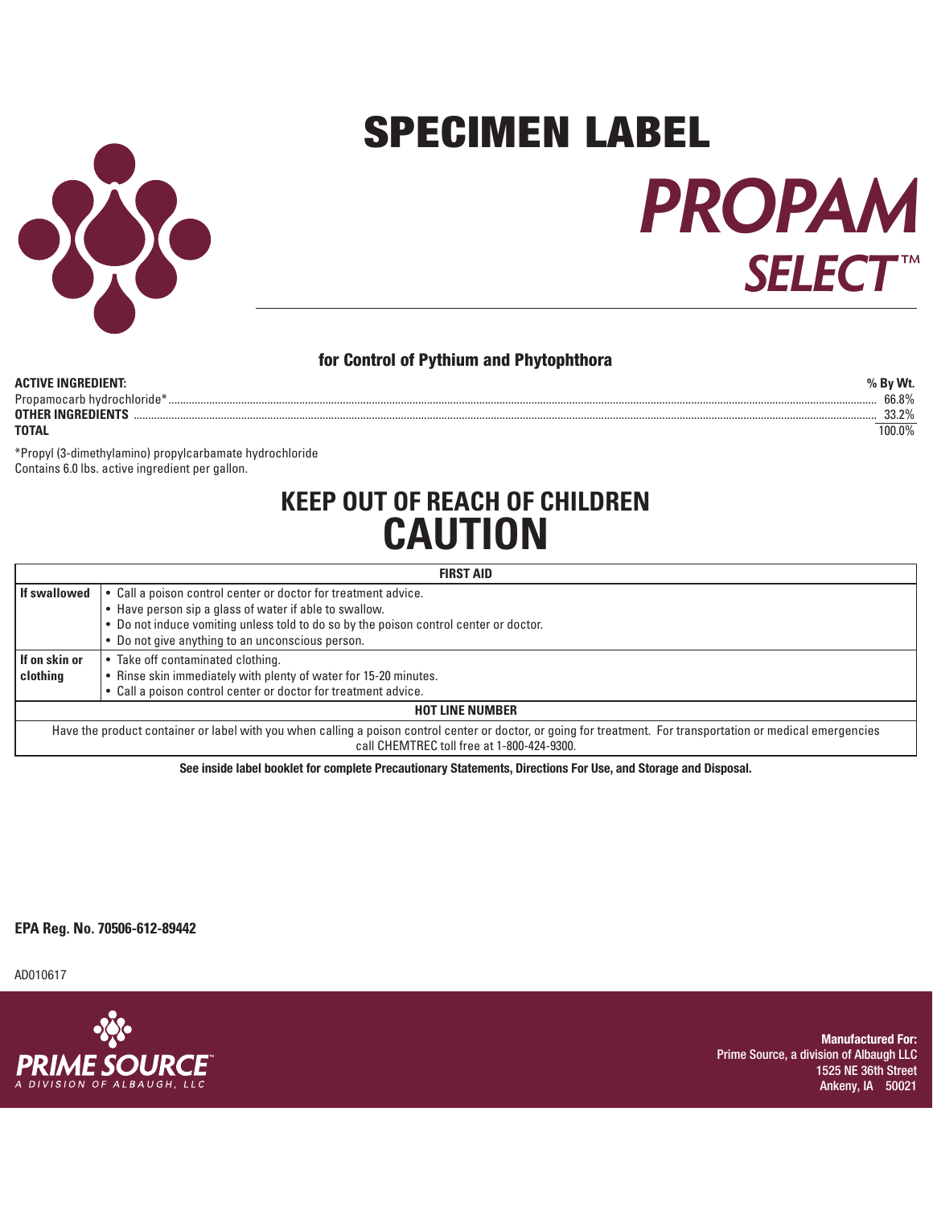# SPECIMEN LABEL

# PROPAM SELECT™

## for Control of Pythium and Phytophthora

| ACTIVE INGREDIENT: | % By Wt. |
|---|---|
| Propamocarb hydrochloride* | 66.8% |
| **OTHER INGREDIENTS** | 33.2% |
| **TOTAL** | 100.0% |

*Propyl (3-dimethylamino) propylcarbamate hydrochloride
Contains 6.0 lbs. active ingredient per gallon.

## KEEP OUT OF REACH OF CHILDREN
# CAUTION

| FIRST AID | |
|---|---|
| **If swallowed** | • Call a poison control center or doctor for treatment advice.<br>• Have person sip a glass of water if able to swallow.<br>• Do not induce vomiting unless told to do so by the poison control center or doctor.<br>• Do not give anything to an unconscious person. |
| **If on skin or clothing** | • Take off contaminated clothing.<br>• Rinse skin immediately with plenty of water for 15-20 minutes.<br>• Call a poison control center or doctor for treatment advice. |
| **HOT LINE NUMBER** | |
| Have the product container or label with you when calling a poison control center or doctor, or going for treatment. For transportation or medical emergencies call CHEMTREC toll free at 1-800-424-9300. | |

**See inside label booklet for complete Precautionary Statements, Directions For Use, and Storage and Disposal.**

**EPA Reg. No. 70506-612-89442**

AD010617

PRIME SOURCE™
A DIVISION OF ALBAUGH, LLC

**Manufactured For:**
Prime Source, a division of Albaugh LLC
1525 NE 36th Street
Ankeny, IA 50021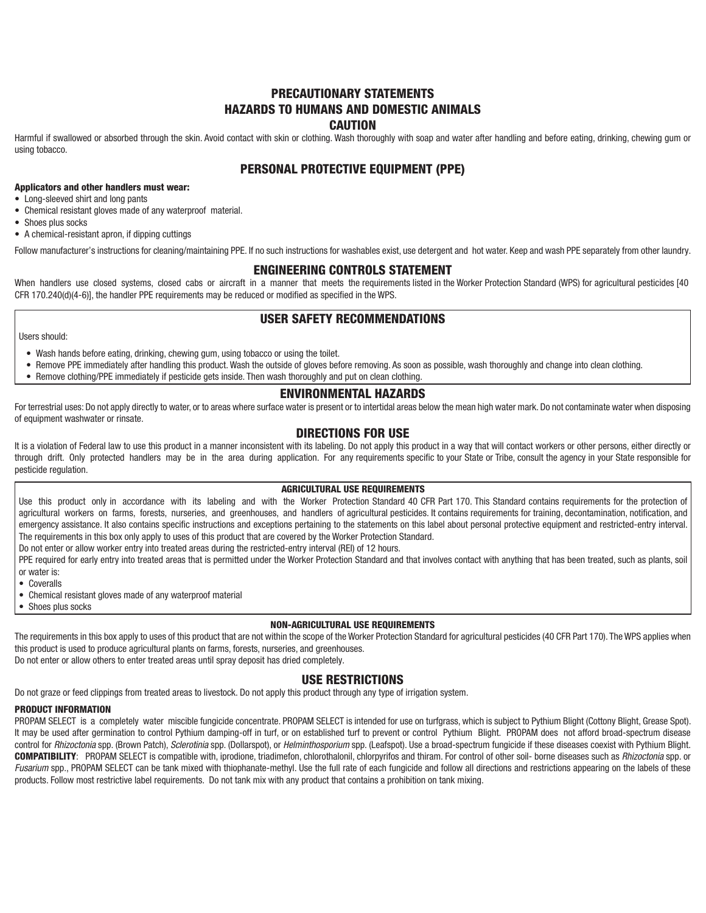## PRECAUTIONARY STATEMENTS
## HAZARDS TO HUMANS AND DOMESTIC ANIMALS
### CAUTION

Harmful if swallowed or absorbed through the skin. Avoid contact with skin or clothing. Wash thoroughly with soap and water after handling and before eating, drinking, chewing gum or using tobacco.

## PERSONAL PROTECTIVE EQUIPMENT (PPE)

**Applicators and other handlers must wear:**

- Long-sleeved shirt and long pants
- Chemical resistant gloves made of any waterproof material.
- Shoes plus socks
- A chemical-resistant apron, if dipping cuttings

Follow manufacturer's instructions for cleaning/maintaining PPE. If no such instructions for washables exist, use detergent and hot water. Keep and wash PPE separately from other laundry.

## ENGINEERING CONTROLS STATEMENT

When handlers use closed systems, closed cabs or aircraft in a manner that meets the requirements listed in the Worker Protection Standard (WPS) for agricultural pesticides [40 CFR 170.240(d)(4-6)], the handler PPE requirements may be reduced or modified as specified in the WPS.

## USER SAFETY RECOMMENDATIONS

Users should:

- Wash hands before eating, drinking, chewing gum, using tobacco or using the toilet.
- Remove PPE immediately after handling this product. Wash the outside of gloves before removing. As soon as possible, wash thoroughly and change into clean clothing.
- Remove clothing/PPE immediately if pesticide gets inside. Then wash thoroughly and put on clean clothing.

## ENVIRONMENTAL HAZARDS

For terrestrial uses: Do not apply directly to water, or to areas where surface water is present or to intertidal areas below the mean high water mark. Do not contaminate water when disposing of equipment washwater or rinsate.

## DIRECTIONS FOR USE

It is a violation of Federal law to use this product in a manner inconsistent with its labeling. Do not apply this product in a way that will contact workers or other persons, either directly or through drift. Only protected handlers may be in the area during application. For any requirements specific to your State or Tribe, consult the agency in your State responsible for pesticide regulation.

#### AGRICULTURAL USE REQUIREMENTS

Use this product only in accordance with its labeling and with the Worker Protection Standard 40 CFR Part 170. This Standard contains requirements for the protection of agricultural workers on farms, forests, nurseries, and greenhouses, and handlers of agricultural pesticides. It contains requirements for training, decontamination, notification, and emergency assistance. It also contains specific instructions and exceptions pertaining to the statements on this label about personal protective equipment and restricted-entry interval. The requirements in this box only apply to uses of this product that are covered by the Worker Protection Standard.

Do not enter or allow worker entry into treated areas during the restricted-entry interval (REI) of 12 hours.

PPE required for early entry into treated areas that is permitted under the Worker Protection Standard and that involves contact with anything that has been treated, such as plants, soil or water is:

- Coveralls
- Chemical resistant gloves made of any waterproof material
- Shoes plus socks

#### NON-AGRICULTURAL USE REQUIREMENTS

The requirements in this box apply to uses of this product that are not within the scope of the Worker Protection Standard for agricultural pesticides (40 CFR Part 170). The WPS applies when this product is used to produce agricultural plants on farms, forests, nurseries, and greenhouses.

Do not enter or allow others to enter treated areas until spray deposit has dried completely.

## USE RESTRICTIONS

Do not graze or feed clippings from treated areas to livestock. Do not apply this product through any type of irrigation system.

#### PRODUCT INFORMATION

PROPAM SELECT is a completely water miscible fungicide concentrate. PROPAM SELECT is intended for use on turfgrass, which is subject to Pythium Blight (Cottony Blight, Grease Spot). It may be used after germination to control Pythium damping-off in turf, or on established turf to prevent or control Pythium Blight. PROPAM does not afford broad-spectrum disease control for *Rhizoctonia* spp. (Brown Patch), *Sclerotinia* spp. (Dollarspot), or *Helminthosporium* spp. (Leafspot). Use a broad-spectrum fungicide if these diseases coexist with Pythium Blight.

**COMPATIBILITY**: PROPAM SELECT is compatible with, iprodione, triadimefon, chlorothalonil, chlorpyrifos and thiram. For control of other soil- borne diseases such as *Rhizoctonia* spp. or *Fusarium* spp., PROPAM SELECT can be tank mixed with thiophanate-methyl. Use the full rate of each fungicide and follow all directions and restrictions appearing on the labels of these products. Follow most restrictive label requirements. Do not tank mix with any product that contains a prohibition on tank mixing.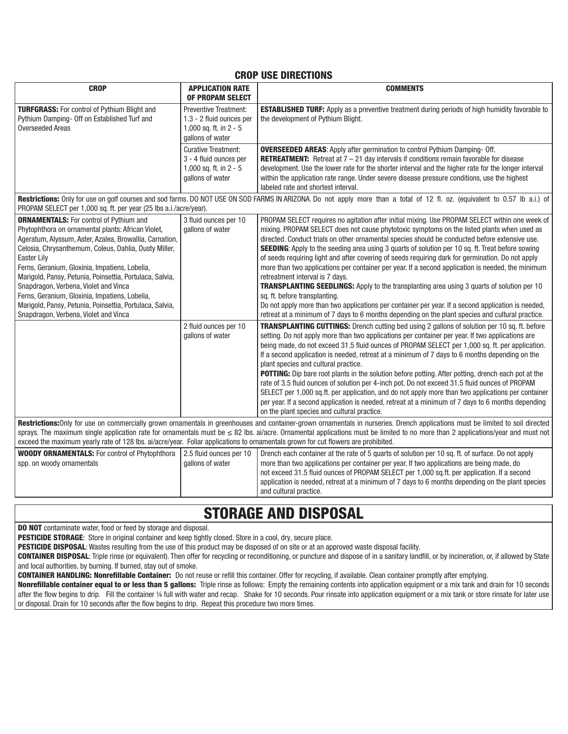## CROP USE DIRECTIONS

| CROP | APPLICATION RATE OF PROPAM SELECT | COMMENTS |
|---|---|---|
| **TURFGRASS:** For control of Pythium Blight and Pythium Damping- Off on Established Turf and Overseeded Areas | Preventive Treatment: 1.3 - 2 fluid ounces per 1,000 sq. ft. in 2 - 5 gallons of water | **ESTABLISHED TURF:** Apply as a preventive treatment during periods of high humidity favorable to the development of Pythium Blight. |
| | Curative Treatment: 3 - 4 fluid ounces per 1,000 sq. ft. in 2 - 5 gallons of water | **OVERSEEDED AREAS**: Apply after germination to control Pythium Damping- Off. **RETREATMENT:** Retreat at 7 – 21 day intervals if conditions remain favorable for disease development. Use the lower rate for the shorter interval and the higher rate for the longer interval within the application rate range. Under severe disease pressure conditions, use the highest labeled rate and shortest interval. |
| **Restrictions:** Only for use on golf courses and sod farms. DO NOT USE ON SOD FARMS IN ARIZONA. Do not apply more than a total of 12 fl. oz. (equivalent to 0.57 lb a.i.) of PROPAM SELECT per 1,000 sq. ft. per year (25 lbs a.i./acre/year). | | |
| **ORNAMENTALS:** For control of Pythium and Phytophthora on ornamental plants: African Violet, Ageratum, Alyssum, Aster, Azalea, Browallia, Carnation, Celosia, Chrysanthemum, Coleus, Dahlia, Dusty Miller, Easter Lily Ferns, Geranium, Gloxinia, Impatiens, Lobelia, Marigold, Pansy, Petunia, Poinsettia, Portulaca, Salvia, Snapdragon, Verbena, Violet and Vinca Ferns, Geranium, Gloxinia, Impatiens, Lobelia, Marigold, Pansy, Petunia, Poinsettia, Portulaca, Salvia, Snapdragon, Verbena, Violet and Vinca | 3 fluid ounces per 10 gallons of water | PROPAM SELECT requires no agitation after initial mixing. Use PROPAM SELECT within one week of mixing. PROPAM SELECT does not cause phytotoxic symptoms on the listed plants when used as directed. Conduct trials on other ornamental species should be conducted before extensive use. **SEEDING**: Apply to the seeding area using 3 quarts of solution per 10 sq. ft. Treat before sowing of seeds requiring light and after covering of seeds requiring dark for germination. Do not apply more than two applications per container per year. If a second application is needed, the minimum retreatment interval is 7 days. **TRANSPLANTING SEEDLINGS:** Apply to the transplanting area using 3 quarts of solution per 10 sq. ft. before transplanting. Do not apply more than two applications per container per year. If a second application is needed, retreat at a minimum of 7 days to 6 months depending on the plant species and cultural practice. |
| | 2 fluid ounces per 10 gallons of water | **TRANSPLANTING CUTTINGS:** Drench cutting bed using 2 gallons of solution per 10 sq. ft. before setting. Do not apply more than two applications per container per year. If two applications are being made, do not exceed 31.5 fluid ounces of PROPAM SELECT per 1,000 sq. ft. per application. If a second application is needed, retreat at a minimum of 7 days to 6 months depending on the plant species and cultural practice. **POTTING:** Dip bare root plants in the solution before potting. After potting, drench each pot at the rate of 3.5 fluid ounces of solution per 4-inch pot. Do not exceed 31.5 fluid ounces of PROPAM SELECT per 1,000 sq.ft. per application, and do not apply more than two applications per container per year. If a second application is needed, retreat at a minimum of 7 days to 6 months depending on the plant species and cultural practice. |
| **Restrictions:** Only for use on commercially grown ornamentals in greenhouses and container-grown ornamentals in nurseries. Drench applications must be limited to soil directed sprays. The maximum single application rate for ornamentals must be ≤ 82 lbs. ai/acre. Ornamental applications must be limited to no more than 2 applications/year and must not exceed the maximum yearly rate of 128 lbs. ai/acre/year. Foliar applications to ornamentals grown for cut flowers are prohibited. | | |
| **WOODY ORNAMENTALS:** For control of Phytophthora spp. on woody ornamentals | 2.5 fluid ounces per 10 gallons of water | Drench each container at the rate of 5 quarts of solution per 10 sq. ft. of surface. Do not apply more than two applications per container per year. If two applications are being made, do not exceed 31.5 fluid ounces of PROPAM SELECT per 1,000 sq.ft. per application. If a second application is needed, retreat at a minimum of 7 days to 6 months depending on the plant species and cultural practice. |

# STORAGE AND DISPOSAL

**DO NOT** contaminate water, food or feed by storage and disposal.

**PESTICIDE STORAGE**: Store in original container and keep tightly closed. Store in a cool, dry, secure place.

**PESTICIDE DISPOSAL**: Wastes resulting from the use of this product may be disposed of on site or at an approved waste disposal facility.

**CONTAINER DISPOSAL**: Triple rinse (or equivalent). Then offer for recycling or reconditioning, or puncture and dispose of in a sanitary landfill, or by incineration, or, if allowed by State and local authorities, by burning. If burned, stay out of smoke.

**CONTAINER HANDLING: Nonrefillable Container:** Do not reuse or refill this container. Offer for recycling, if available. Clean container promptly after emptying.

**Nonrefillable container equal to or less than 5 gallons:** Triple rinse as follows: Empty the remaining contents into application equipment or a mix tank and drain for 10 seconds after the flow begins to drip. Fill the container ¼ full with water and recap. Shake for 10 seconds. Pour rinsate into application equipment or a mix tank or store rinsate for later use or disposal. Drain for 10 seconds after the flow begins to drip. Repeat this procedure two more times.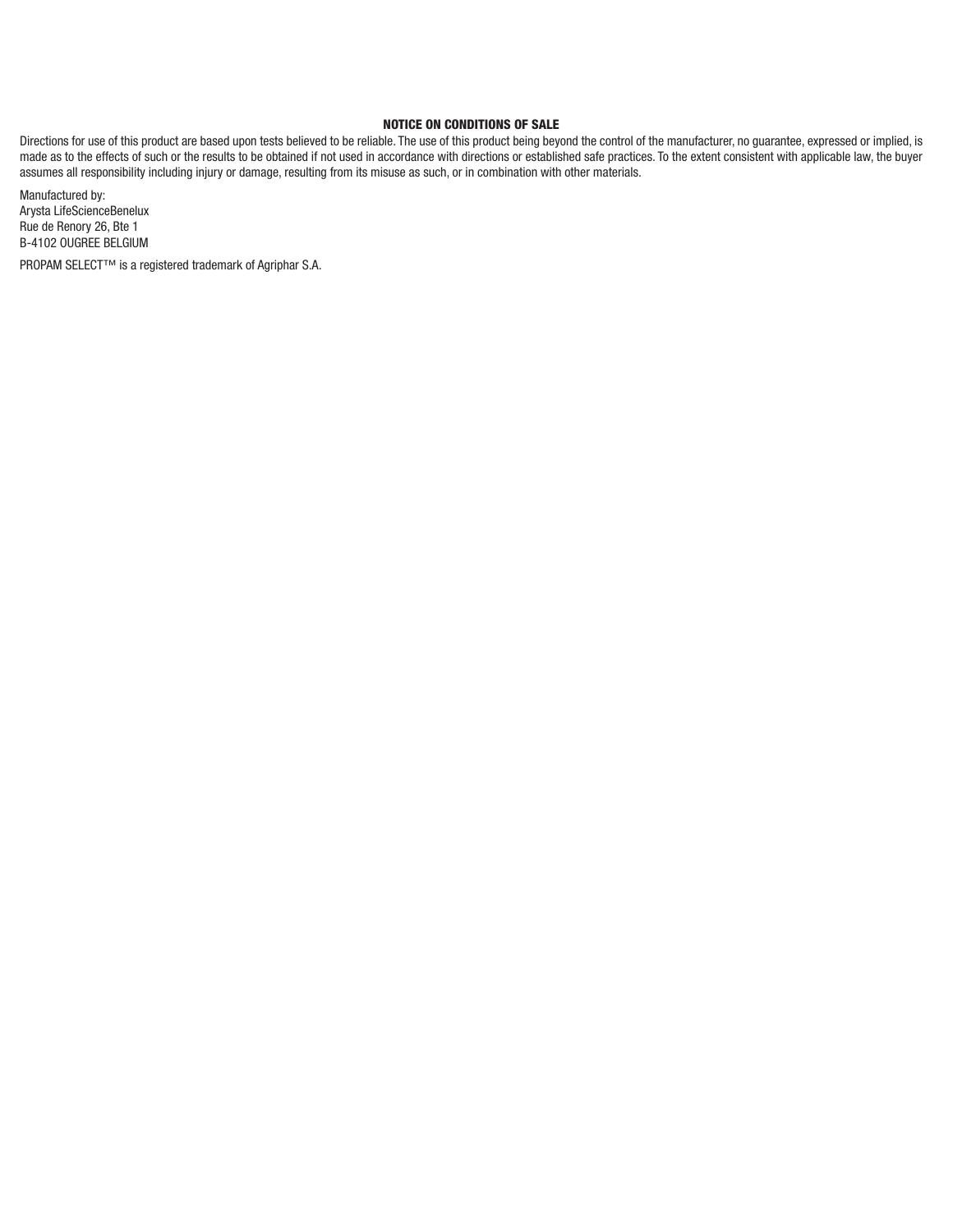### NOTICE ON CONDITIONS OF SALE

Directions for use of this product are based upon tests believed to be reliable. The use of this product being beyond the control of the manufacturer, no guarantee, expressed or implied, is made as to the effects of such or the results to be obtained if not used in accordance with directions or established safe practices. To the extent consistent with applicable law, the buyer assumes all responsibility including injury or damage, resulting from its misuse as such, or in combination with other materials.

Manufactured by:
Arysta LifeScienceBenelux
Rue de Renory 26, Bte 1
B-4102 OUGREE BELGIUM

PROPAM SELECT™ is a registered trademark of Agriphar S.A.